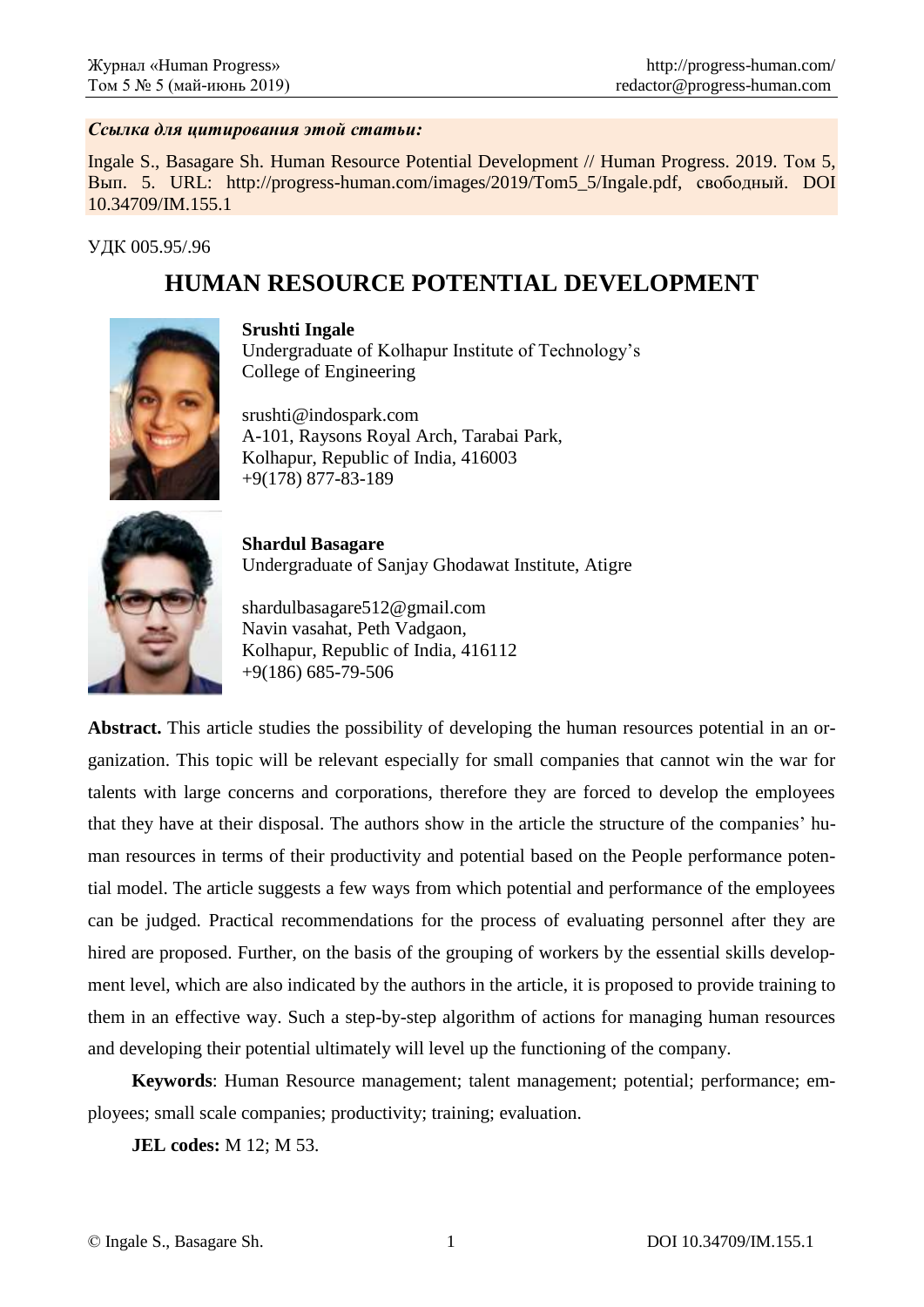*Ссылка для цитирования этой статьи:*

Ingale S., Basagare Sh. Human Resource Potential Development // Human Progress. 2019. Том 5, Вып. 5. URL: http://progress-human.com/images/2019/Tom5_5/Ingale.pdf, свободный. DOI 10.34709/IM.155.1

УДК 005.95/.96

# HUMAN RESOURCE POTENTIAL DEVELOPMENT

**Srushti Ingale**
Undergraduate of Kolhapur Institute of Technology's College of Engineering

srushti@indospark.com
A-101, Raysons Royal Arch, Tarabai Park,
Kolhapur, Republic of India, 416003
+9(178) 877-83-189

**Shardul Basagare**
Undergraduate of Sanjay Ghodawat Institute, Atigre

shardulbasagare512@gmail.com
Navin vasahat, Peth Vadgaon,
Kolhapur, Republic of India, 416112
+9(186) 685-79-506

**Abstract.** This article studies the possibility of developing the human resources potential in an organization. This topic will be relevant especially for small companies that cannot win the war for talents with large concerns and corporations, therefore they are forced to develop the employees that they have at their disposal. The authors show in the article the structure of the companies' human resources in terms of their productivity and potential based on the People performance potential model. The article suggests a few ways from which potential and performance of the employees can be judged. Practical recommendations for the process of evaluating personnel after they are hired are proposed. Further, on the basis of the grouping of workers by the essential skills development level, which are also indicated by the authors in the article, it is proposed to provide training to them in an effective way. Such a step-by-step algorithm of actions for managing human resources and developing their potential ultimately will level up the functioning of the company.

**Keywords**: Human Resource management; talent management; potential; performance; employees; small scale companies; productivity; training; evaluation.

**JEL codes:** M 12; M 53.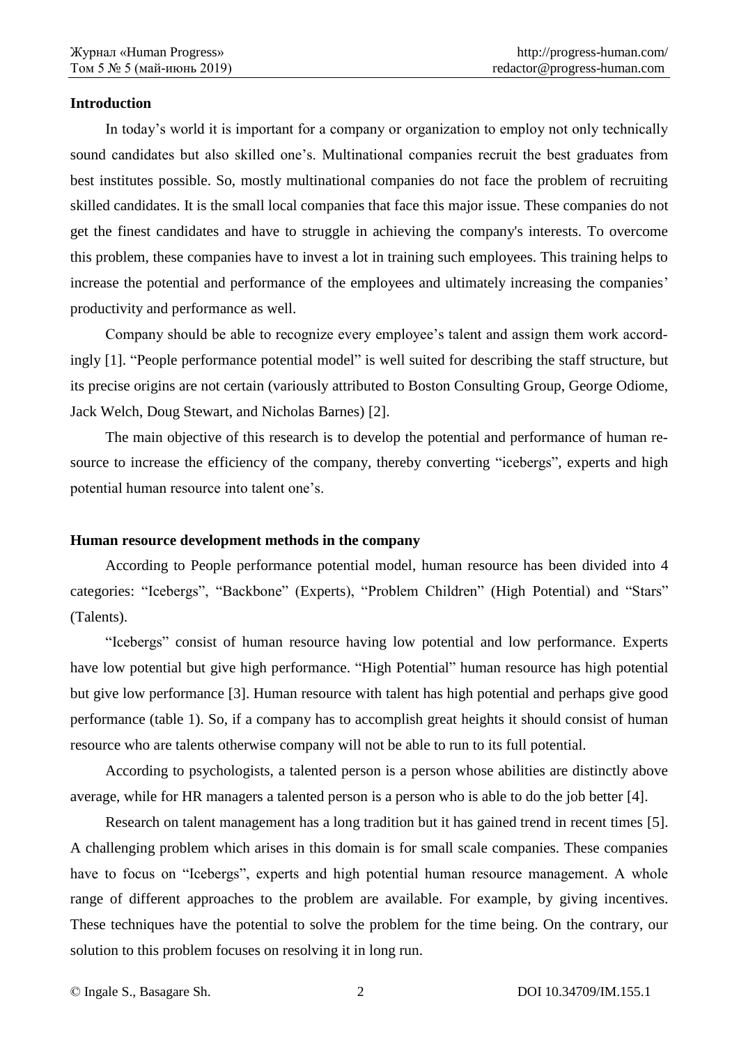## Introduction

In today's world it is important for a company or organization to employ not only technically sound candidates but also skilled one's. Multinational companies recruit the best graduates from best institutes possible. So, mostly multinational companies do not face the problem of recruiting skilled candidates. It is the small local companies that face this major issue. These companies do not get the finest candidates and have to struggle in achieving the company's interests. To overcome this problem, these companies have to invest a lot in training such employees. This training helps to increase the potential and performance of the employees and ultimately increasing the companies' productivity and performance as well.

Company should be able to recognize every employee's talent and assign them work accordingly [1]. "People performance potential model" is well suited for describing the staff structure, but its precise origins are not certain (variously attributed to Boston Consulting Group, George Odiome, Jack Welch, Doug Stewart, and Nicholas Barnes) [2].

The main objective of this research is to develop the potential and performance of human resource to increase the efficiency of the company, thereby converting "icebergs", experts and high potential human resource into talent one's.

## Human resource development methods in the company

According to People performance potential model, human resource has been divided into 4 categories: "Icebergs", "Backbone" (Experts), "Problem Children" (High Potential) and "Stars" (Talents).

"Icebergs" consist of human resource having low potential and low performance. Experts have low potential but give high performance. "High Potential" human resource has high potential but give low performance [3]. Human resource with talent has high potential and perhaps give good performance (table 1). So, if a company has to accomplish great heights it should consist of human resource who are talents otherwise company will not be able to run to its full potential.

According to psychologists, a talented person is a person whose abilities are distinctly above average, while for HR managers a talented person is a person who is able to do the job better [4].

Research on talent management has a long tradition but it has gained trend in recent times [5]. A challenging problem which arises in this domain is for small scale companies. These companies have to focus on "Icebergs", experts and high potential human resource management. A whole range of different approaches to the problem are available. For example, by giving incentives. These techniques have the potential to solve the problem for the time being. On the contrary, our solution to this problem focuses on resolving it in long run.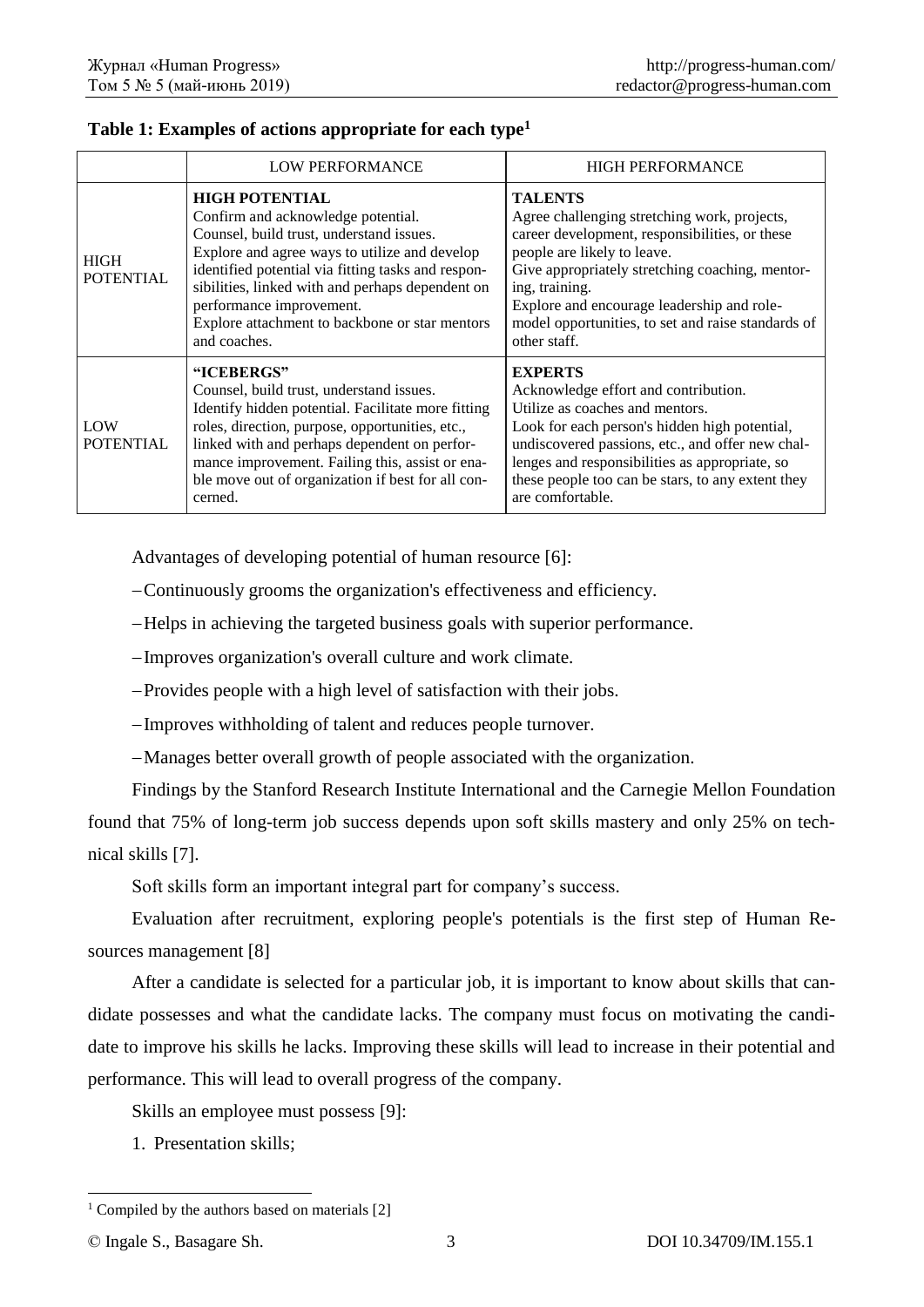**Table 1: Examples of actions appropriate for each type[1]**

| | LOW PERFORMANCE | HIGH PERFORMANCE |
|---|---|---|
| HIGH POTENTIAL | **HIGH POTENTIAL** Confirm and acknowledge potential. Counsel, build trust, understand issues. Explore and agree ways to utilize and develop identified potential via fitting tasks and responsibilities, linked with and perhaps dependent on performance improvement. Explore attachment to backbone or star mentors and coaches. | **TALENTS** Agree challenging stretching work, projects, career development, responsibilities, or these people are likely to leave. Give appropriately stretching coaching, mentoring, training. Explore and encourage leadership and role-model opportunities, to set and raise standards of other staff. |
| LOW POTENTIAL | **"ICEBERGS"** Counsel, build trust, understand issues. Identify hidden potential. Facilitate more fitting roles, direction, purpose, opportunities, etc., linked with and perhaps dependent on performance improvement. Failing this, assist or enable move out of organization if best for all concerned. | **EXPERTS** Acknowledge effort and contribution. Utilize as coaches and mentors. Look for each person's hidden high potential, undiscovered passions, etc., and offer new challenges and responsibilities as appropriate, so these people too can be stars, to any extent they are comfortable. |

Advantages of developing potential of human resource [6]:

– Continuously grooms the organization's effectiveness and efficiency.

– Helps in achieving the targeted business goals with superior performance.

– Improves organization's overall culture and work climate.

– Provides people with a high level of satisfaction with their jobs.

– Improves withholding of talent and reduces people turnover.

– Manages better overall growth of people associated with the organization.

Findings by the Stanford Research Institute International and the Carnegie Mellon Foundation found that 75% of long-term job success depends upon soft skills mastery and only 25% on technical skills [7].

Soft skills form an important integral part for company's success.

Evaluation after recruitment, exploring people's potentials is the first step of Human Resources management [8]

After a candidate is selected for a particular job, it is important to know about skills that candidate possesses and what the candidate lacks. The company must focus on motivating the candidate to improve his skills he lacks. Improving these skills will lead to increase in their potential and performance. This will lead to overall progress of the company.

Skills an employee must possess [9]:

1. Presentation skills;

---

[1] Compiled by the authors based on materials [2]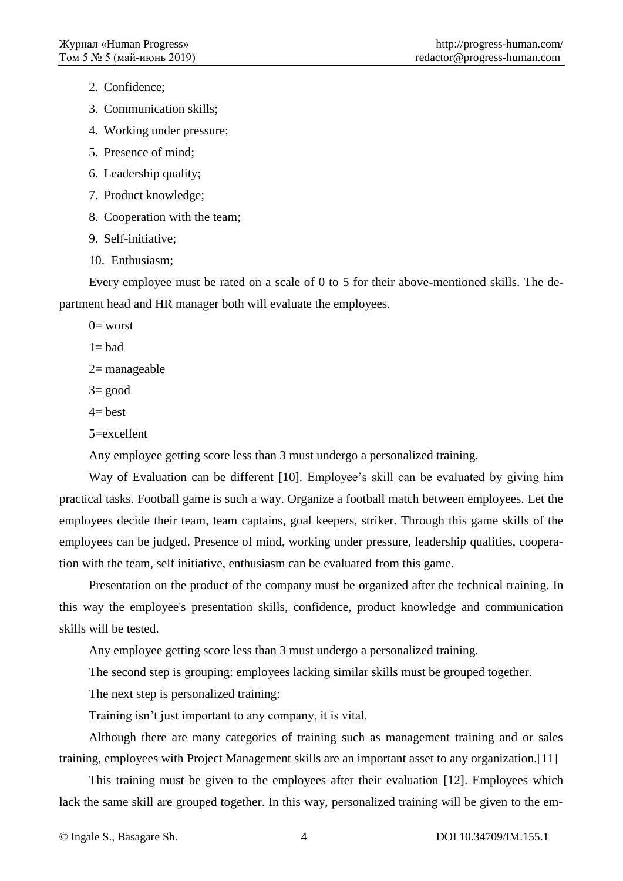2. Confidence;
3. Communication skills;
4. Working under pressure;
5. Presence of mind;
6. Leadership quality;
7. Product knowledge;
8. Cooperation with the team;
9. Self-initiative;
10. Enthusiasm;

Every employee must be rated on a scale of 0 to 5 for their above-mentioned skills. The department head and HR manager both will evaluate the employees.

0= worst

1= bad

2= manageable

3= good

4= best

5=excellent

Any employee getting score less than 3 must undergo a personalized training.

Way of Evaluation can be different [10]. Employee's skill can be evaluated by giving him practical tasks. Football game is such a way. Organize a football match between employees. Let the employees decide their team, team captains, goal keepers, striker. Through this game skills of the employees can be judged. Presence of mind, working under pressure, leadership qualities, cooperation with the team, self initiative, enthusiasm can be evaluated from this game.

Presentation on the product of the company must be organized after the technical training. In this way the employee's presentation skills, confidence, product knowledge and communication skills will be tested.

Any employee getting score less than 3 must undergo a personalized training.

The second step is grouping: employees lacking similar skills must be grouped together.

The next step is personalized training:

Training isn't just important to any company, it is vital.

Although there are many categories of training such as management training and or sales training, employees with Project Management skills are an important asset to any organization.[11]

This training must be given to the employees after their evaluation [12]. Employees which lack the same skill are grouped together. In this way, personalized training will be given to the em-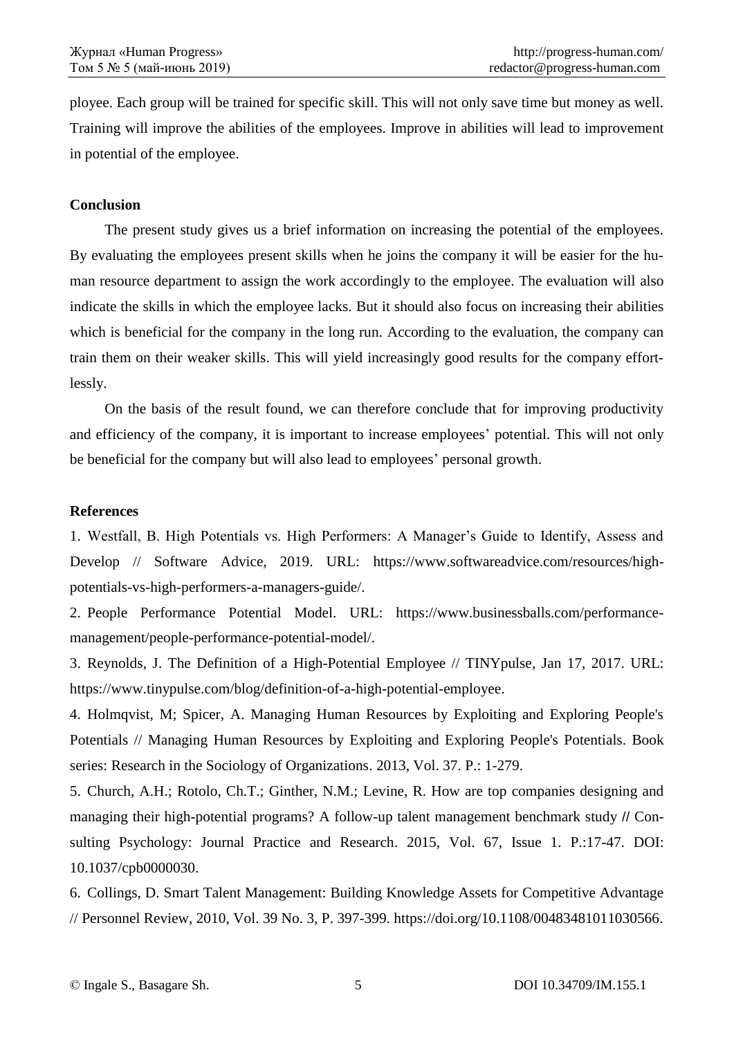ployee. Each group will be trained for specific skill. This will not only save time but money as well. Training will improve the abilities of the employees. Improve in abilities will lead to improvement in potential of the employee.

**Conclusion**

The present study gives us a brief information on increasing the potential of the employees. By evaluating the employees present skills when he joins the company it will be easier for the human resource department to assign the work accordingly to the employee. The evaluation will also indicate the skills in which the employee lacks. But it should also focus on increasing their abilities which is beneficial for the company in the long run. According to the evaluation, the company can train them on their weaker skills. This will yield increasingly good results for the company effortlessly.

On the basis of the result found, we can therefore conclude that for improving productivity and efficiency of the company, it is important to increase employees' potential. This will not only be beneficial for the company but will also lead to employees' personal growth.

**References**

1. Westfall, B. High Potentials vs. High Performers: A Manager's Guide to Identify, Assess and Develop // Software Advice, 2019. URL: https://www.softwareadvice.com/resources/high-potentials-vs-high-performers-a-managers-guide/.
2. People Performance Potential Model. URL: https://www.businessballs.com/performance-management/people-performance-potential-model/.
3. Reynolds, J. The Definition of a High-Potential Employee // TINYpulse, Jan 17, 2017. URL: https://www.tinypulse.com/blog/definition-of-a-high-potential-employee.
4. Holmqvist, M; Spicer, A. Managing Human Resources by Exploiting and Exploring People's Potentials // Managing Human Resources by Exploiting and Exploring People's Potentials. Book series: Research in the Sociology of Organizations. 2013, Vol. 37. P.: 1-279.
5. Church, A.H.; Rotolo, Ch.T.; Ginther, N.M.; Levine, R. How are top companies designing and managing their high-potential programs? A follow-up talent management benchmark study // Consulting Psychology: Journal Practice and Research. 2015, Vol. 67, Issue 1. P.:17-47. DOI: 10.1037/cpb0000030.
6. Collings, D. Smart Talent Management: Building Knowledge Assets for Competitive Advantage // Personnel Review, 2010, Vol. 39 No. 3, P. 397-399. https://doi.org/10.1108/00483481011030566.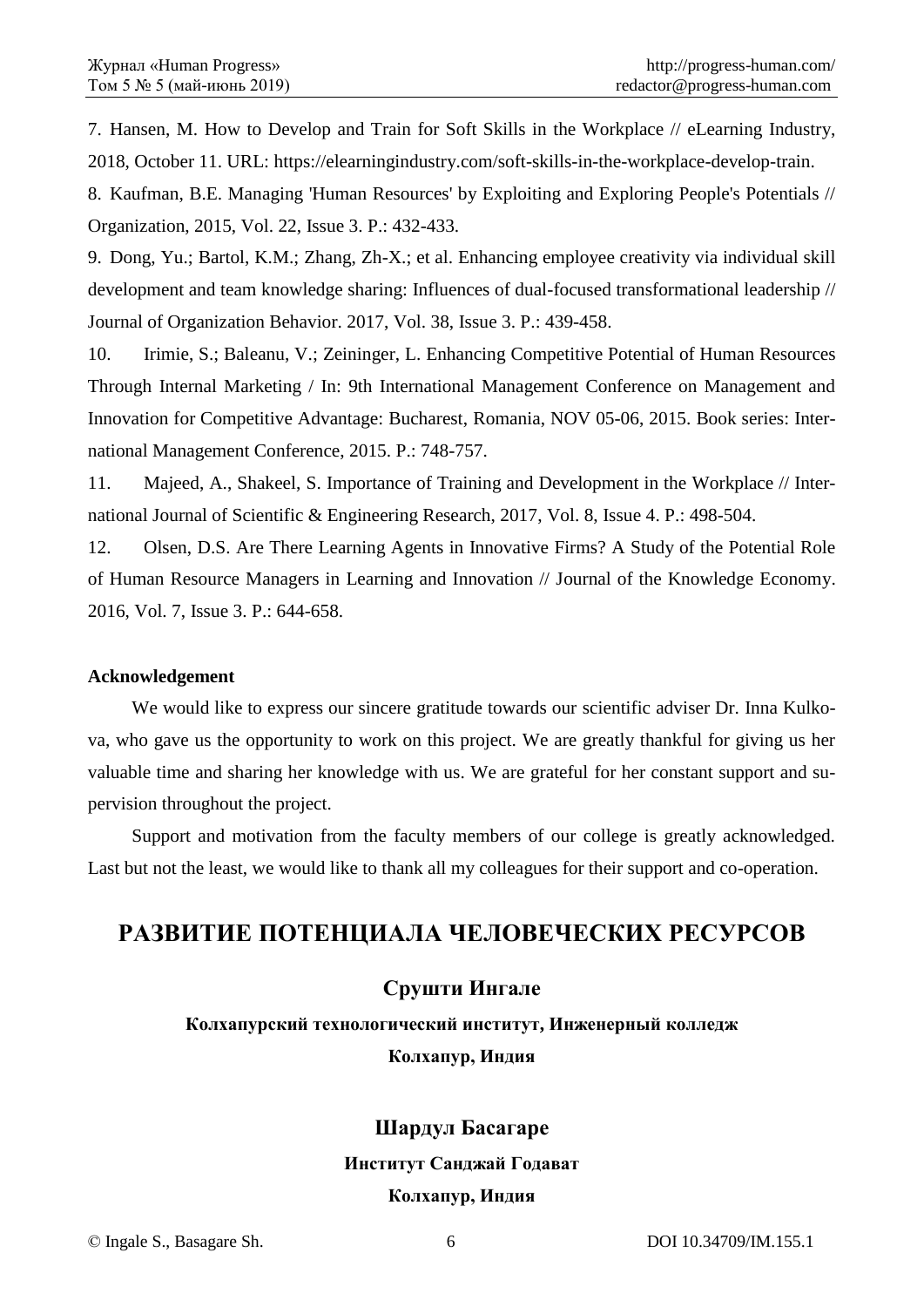7. Hansen, M. How to Develop and Train for Soft Skills in the Workplace // eLearning Industry, 2018, October 11. URL: https://elearningindustry.com/soft-skills-in-the-workplace-develop-train.

8. Kaufman, B.E. Managing 'Human Resources' by Exploiting and Exploring People's Potentials // Organization, 2015, Vol. 22, Issue 3. P.: 432-433.

9. Dong, Yu.; Bartol, K.M.; Zhang, Zh-X.; et al. Enhancing employee creativity via individual skill development and team knowledge sharing: Influences of dual-focused transformational leadership // Journal of Organization Behavior. 2017, Vol. 38, Issue 3. P.: 439-458.

10. Irimie, S.; Baleanu, V.; Zeininger, L. Enhancing Competitive Potential of Human Resources Through Internal Marketing / In: 9th International Management Conference on Management and Innovation for Competitive Advantage: Bucharest, Romania, NOV 05-06, 2015. Book series: International Management Conference, 2015. P.: 748-757.

11. Majeed, A., Shakeel, S. Importance of Training and Development in the Workplace // International Journal of Scientific & Engineering Research, 2017, Vol. 8, Issue 4. P.: 498-504.

12. Olsen, D.S. Are There Learning Agents in Innovative Firms? A Study of the Potential Role of Human Resource Managers in Learning and Innovation // Journal of the Knowledge Economy. 2016, Vol. 7, Issue 3. P.: 644-658.

**Acknowledgement**

We would like to express our sincere gratitude towards our scientific adviser Dr. Inna Kulkova, who gave us the opportunity to work on this project. We are greatly thankful for giving us her valuable time and sharing her knowledge with us. We are grateful for her constant support and supervision throughout the project.

Support and motivation from the faculty members of our college is greatly acknowledged. Last but not the least, we would like to thank all my colleagues for their support and co-operation.

# РАЗВИТИЕ ПОТЕНЦИАЛА ЧЕЛОВЕЧЕСКИХ РЕСУРСОВ

**Срушти Ингале**

**Колхапурский технологический институт, Инженерный колледж**

**Колхапур, Индия**

**Шардул Басагаре**

**Институт Санджай Годават**

**Колхапур, Индия**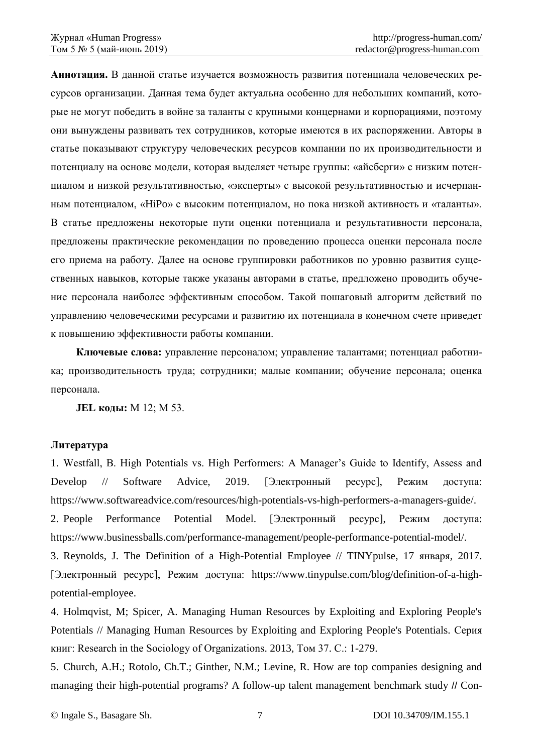**Аннотация.** В данной статье изучается возможность развития потенциала человеческих ресурсов организации. Данная тема будет актуальна особенно для небольших компаний, которые не могут победить в войне за таланты с крупными концернами и корпорациями, поэтому они вынуждены развивать тех сотрудников, которые имеются в их распоряжении. Авторы в статье показывают структуру человеческих ресурсов компании по их производительности и потенциалу на основе модели, которая выделяет четыре группы: «айсберги» с низким потенциалом и низкой результативностью, «эксперты» с высокой результативностью и исчерпанным потенциалом, «HiPo» с высоким потенциалом, но пока низкой активность и «таланты». В статье предложены некоторые пути оценки потенциала и результативности персонала, предложены практические рекомендации по проведению процесса оценки персонала после его приема на работу. Далее на основе группировки работников по уровню развития существенных навыков, которые также указаны авторами в статье, предложено проводить обучение персонала наиболее эффективным способом. Такой пошаговый алгоритм действий по управлению человеческими ресурсами и развитию их потенциала в конечном счете приведет к повышению эффективности работы компании.

**Ключевые слова:** управление персоналом; управление талантами; потенциал работника; производительность труда; сотрудники; малые компании; обучение персонала; оценка персонала.

**JEL коды:** M 12; M 53.

**Литература**

1. Westfall, B. High Potentials vs. High Performers: A Manager's Guide to Identify, Assess and Develop // Software Advice, 2019. [Электронный ресурс], Режим доступа: https://www.softwareadvice.com/resources/high-potentials-vs-high-performers-a-managers-guide/.
2. People Performance Potential Model. [Электронный ресурс], Режим доступа: https://www.businessballs.com/performance-management/people-performance-potential-model/.
3. Reynolds, J. The Definition of a High-Potential Employee // TINYpulse, 17 января, 2017. [Электронный ресурс], Режим доступа: https://www.tinypulse.com/blog/definition-of-a-high-potential-employee.
4. Holmqvist, M; Spicer, A. Managing Human Resources by Exploiting and Exploring People's Potentials // Managing Human Resources by Exploiting and Exploring People's Potentials. Серия книг: Research in the Sociology of Organizations. 2013, Том 37. С.: 1-279.
5. Church, A.H.; Rotolo, Ch.T.; Ginther, N.M.; Levine, R. How are top companies designing and managing their high-potential programs? A follow-up talent management benchmark study // Con-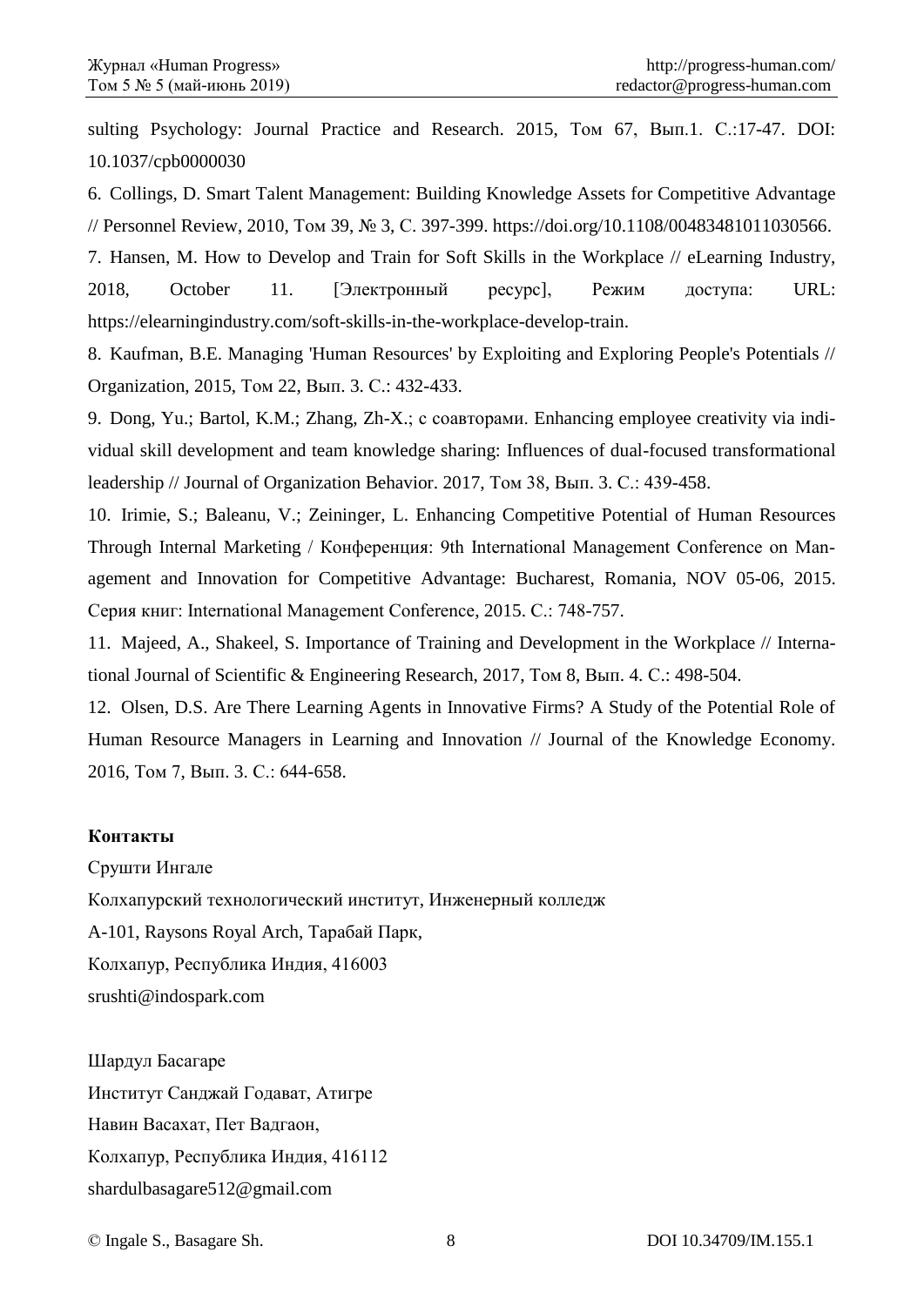sulting Psychology: Journal Practice and Research. 2015, Том 67, Вып.1. С.:17-47. DOI: 10.1037/cpb0000030

6. Collings, D. Smart Talent Management: Building Knowledge Assets for Competitive Advantage // Personnel Review, 2010, Том 39, № 3, С. 397-399. https://doi.org/10.1108/00483481011030566.

7. Hansen, M. How to Develop and Train for Soft Skills in the Workplace // eLearning Industry, 2018, October 11. [Электронный ресурс], Режим доступа: URL: https://elearningindustry.com/soft-skills-in-the-workplace-develop-train.

8. Kaufman, B.E. Managing 'Human Resources' by Exploiting and Exploring People's Potentials // Organization, 2015, Том 22, Вып. 3. С.: 432-433.

9. Dong, Yu.; Bartol, K.M.; Zhang, Zh-X.; с соавторами. Enhancing employee creativity via individual skill development and team knowledge sharing: Influences of dual-focused transformational leadership // Journal of Organization Behavior. 2017, Том 38, Вып. 3. С.: 439-458.

10. Irimie, S.; Baleanu, V.; Zeininger, L. Enhancing Competitive Potential of Human Resources Through Internal Marketing / Конференция: 9th International Management Conference on Management and Innovation for Competitive Advantage: Bucharest, Romania, NOV 05-06, 2015. Серия книг: International Management Conference, 2015. С.: 748-757.

11. Majeed, A., Shakeel, S. Importance of Training and Development in the Workplace // International Journal of Scientific & Engineering Research, 2017, Том 8, Вып. 4. С.: 498-504.

12. Olsen, D.S. Are There Learning Agents in Innovative Firms? A Study of the Potential Role of Human Resource Managers in Learning and Innovation // Journal of the Knowledge Economy. 2016, Том 7, Вып. 3. С.: 644-658.

**Контакты**

Срушти Ингале

Колхапурский технологический институт, Инженерный колледж

А-101, Raysons Royal Arch, Тарабай Парк,

Колхапур, Республика Индия, 416003

srushti@indospark.com

Шардул Басагаре

Институт Санджай Годават, Атигре

Навин Васахат, Пет Вадгаон,

Колхапур, Республика Индия, 416112

shardulbasagare512@gmail.com